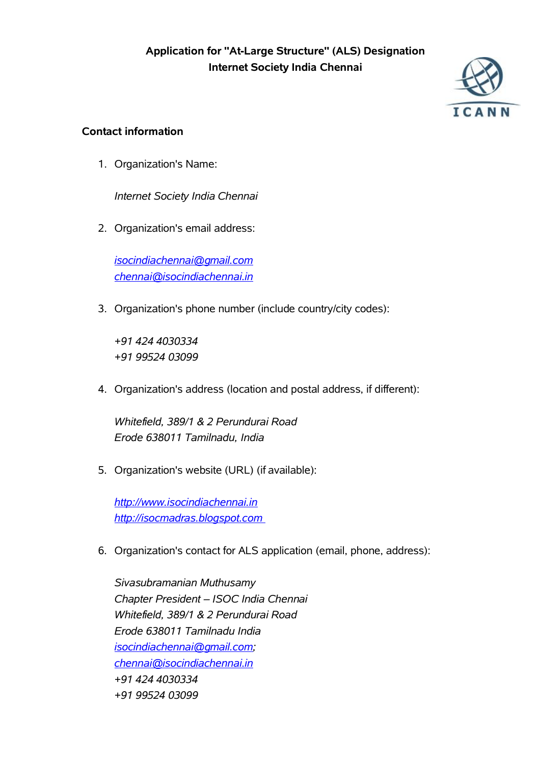# Application for "At-Large Structure" (ALS) Designation
## Internet Society India Chennai

### Contact information

1. Organization's Name:

   *Internet Society India Chennai*

2. Organization's email address:

   *isocindiachennai@gmail.com*
   *chennai@isocindiachennai.in*

3. Organization's phone number (include country/city codes):

   *+91 424 4030334*
   *+91 99524 03099*

4. Organization's address (location and postal address, if different):

   *Whitefield, 389/1 & 2 Perundurai Road*
   *Erode 638011 Tamilnadu, India*

5. Organization's website (URL) (if available):

   *http://www.isocindiachennai.in*
   *http://isocmadras.blogspot.com*

6. Organization's contact for ALS application (email, phone, address):

   *Sivasubramanian Muthusamy*
   *Chapter President – ISOC India Chennai*
   *Whitefield, 389/1 & 2 Perundurai Road*
   *Erode 638011 Tamilnadu India*
   *isocindiachennai@gmail.com;*
   *chennai@isocindiachennai.in*
   *+91 424 4030334*
   *+91 99524 03099*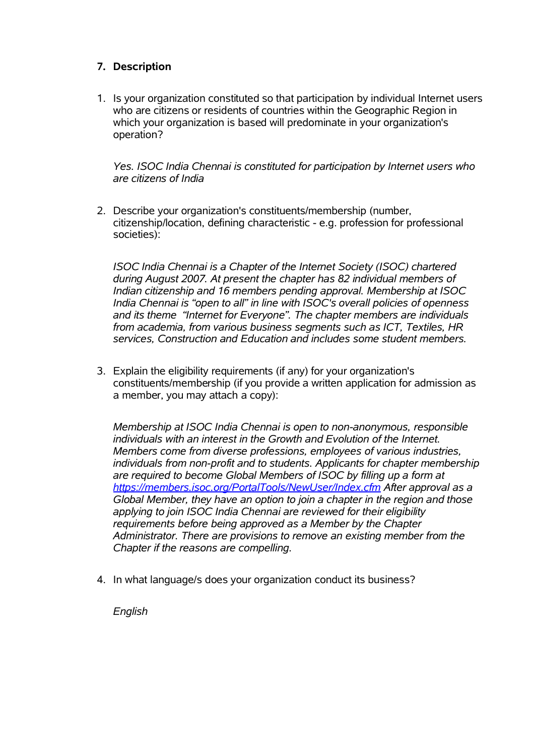## 7. Description

1. Is your organization constituted so that participation by individual Internet users who are citizens or residents of countries within the Geographic Region in which your organization is based will predominate in your organization's operation?

   *Yes. ISOC India Chennai is constituted for participation by Internet users who are citizens of India*

2. Describe your organization's constituents/membership (number, citizenship/location, defining characteristic - e.g. profession for professional societies):

   *ISOC India Chennai is a Chapter of the Internet Society (ISOC) chartered during August 2007. At present the chapter has 82 individual members of Indian citizenship and 16 members pending approval. Membership at ISOC India Chennai is "open to all" in line with ISOC's overall policies of openness and its theme "Internet for Everyone". The chapter members are individuals from academia, from various business segments such as ICT, Textiles, HR services, Construction and Education and includes some student members.*

3. Explain the eligibility requirements (if any) for your organization's constituents/membership (if you provide a written application for admission as a member, you may attach a copy):

   *Membership at ISOC India Chennai is open to non-anonymous, responsible individuals with an interest in the Growth and Evolution of the Internet. Members come from diverse professions, employees of various industries, individuals from non-profit and to students. Applicants for chapter membership are required to become Global Members of ISOC by filling up a form at [https://members.isoc.org/PortalTools/NewUser/Index.cfm](https://members.isoc.org/PortalTools/NewUser/Index.cfm) After approval as a Global Member, they have an option to join a chapter in the region and those applying to join ISOC India Chennai are reviewed for their eligibility requirements before being approved as a Member by the Chapter Administrator. There are provisions to remove an existing member from the Chapter if the reasons are compelling.*

4. In what language/s does your organization conduct its business?

   *English*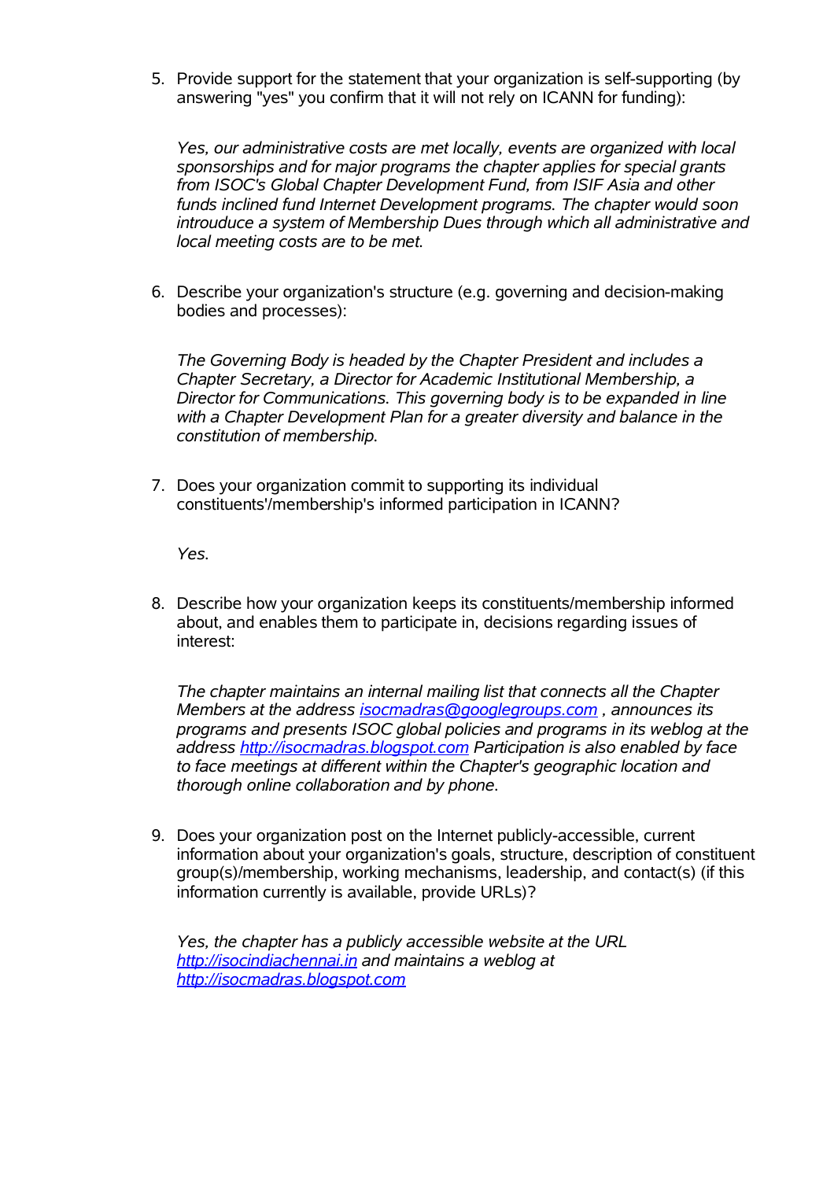5. Provide support for the statement that your organization is self-supporting (by answering "yes" you confirm that it will not rely on ICANN for funding):

   *Yes, our administrative costs are met locally, events are organized with local sponsorships and for major programs the chapter applies for special grants from ISOC's Global Chapter Development Fund, from ISIF Asia and other funds inclined fund Internet Development programs. The chapter would soon introduce a system of Membership Dues through which all administrative and local meeting costs are to be met.*

6. Describe your organization's structure (e.g. governing and decision-making bodies and processes):

   *The Governing Body is headed by the Chapter President and includes a Chapter Secretary, a Director for Academic Institutional Membership, a Director for Communications. This governing body is to be expanded in line with a Chapter Development Plan for a greater diversity and balance in the constitution of membership.*

7. Does your organization commit to supporting its individual constituents'/membership's informed participation in ICANN?

   *Yes.*

8. Describe how your organization keeps its constituents/membership informed about, and enables them to participate in, decisions regarding issues of interest:

   *The chapter maintains an internal mailing list that connects all the Chapter Members at the address [isocmadras@googlegroups.com](mailto:isocmadras@googlegroups.com) , announces its programs and presents ISOC global policies and programs in its weblog at the address [http://isocmadras.blogspot.com](http://isocmadras.blogspot.com) Participation is also enabled by face to face meetings at different within the Chapter's geographic location and thorough online collaboration and by phone.*

9. Does your organization post on the Internet publicly-accessible, current information about your organization's goals, structure, description of constituent group(s)/membership, working mechanisms, leadership, and contact(s) (if this information currently is available, provide URLs)?

   *Yes, the chapter has a publicly accessible website at the URL [http://isocindiachennai.in](http://isocindiachennai.in) and maintains a weblog at [http://isocmadras.blogspot.com](http://isocmadras.blogspot.com)*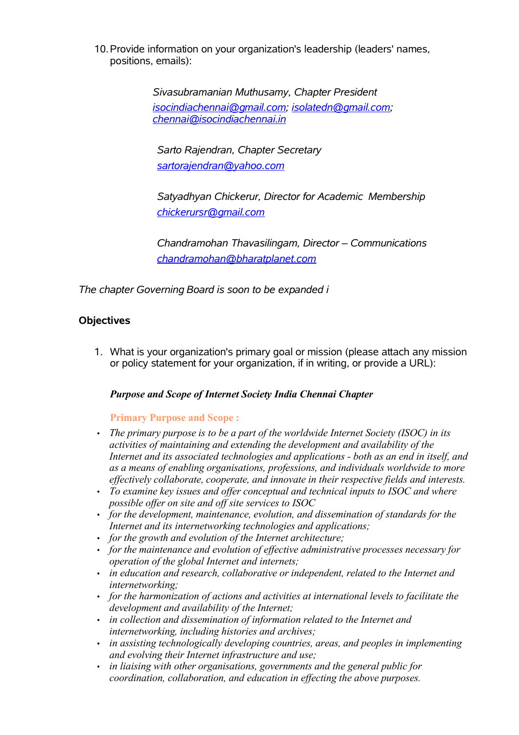10. Provide information on your organization's leadership (leaders' names, positions, emails):

*Sivasubramanian Muthusamy, Chapter President*
*isocindiachennai@gmail.com; isolatedn@gmail.com; chennai@isocindiachennai.in*

*Sarto Rajendran, Chapter Secretary*
*sartorajendran@yahoo.com*

*Satyadhyan Chickerur, Director for Academic Membership*
*chickerursr@gmail.com*

*Chandramohan Thavasilingam, Director – Communications*
*chandramohan@bharatplanet.com*

*The chapter Governing Board is soon to be expanded i*

**Objectives**

1. What is your organization's primary goal or mission (please attach any mission or policy statement for your organization, if in writing, or provide a URL):

***Purpose and Scope of Internet Society India Chennai Chapter***

**Primary Purpose and Scope :**

- *The primary purpose is to be a part of the worldwide Internet Society (ISOC) in its activities of maintaining and extending the development and availability of the Internet and its associated technologies and applications - both as an end in itself, and as a means of enabling organisations, professions, and individuals worldwide to more effectively collaborate, cooperate, and innovate in their respective fields and interests.*
- *To examine key issues and offer conceptual and technical inputs to ISOC and where possible offer on site and off site services to ISOC*
- *for the development, maintenance, evolution, and dissemination of standards for the Internet and its internetworking technologies and applications;*
- *for the growth and evolution of the Internet architecture;*
- *for the maintenance and evolution of effective administrative processes necessary for operation of the global Internet and internets;*
- *in education and research, collaborative or independent, related to the Internet and internetworking;*
- *for the harmonization of actions and activities at international levels to facilitate the development and availability of the Internet;*
- *in collection and dissemination of information related to the Internet and internetworking, including histories and archives;*
- *in assisting technologically developing countries, areas, and peoples in implementing and evolving their Internet infrastructure and use;*
- *in liaising with other organisations, governments and the general public for coordination, collaboration, and education in effecting the above purposes.*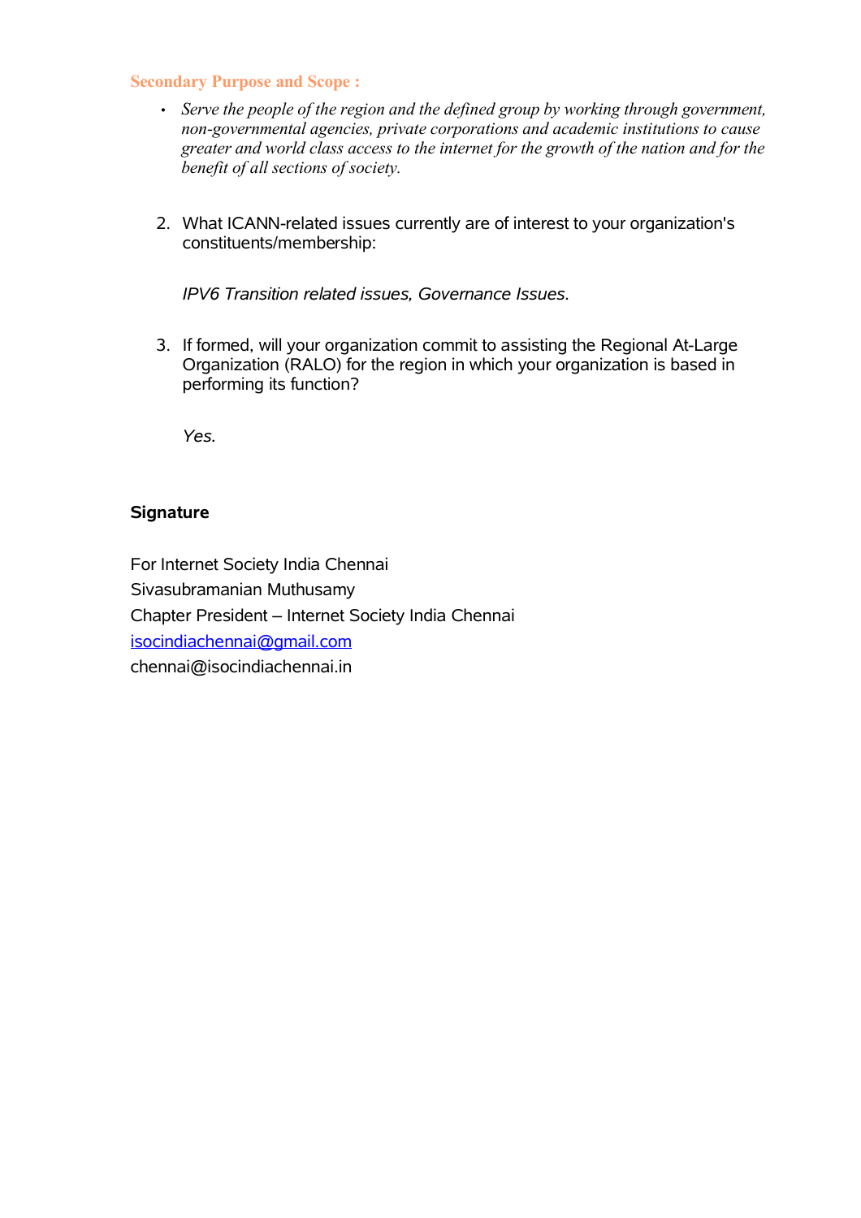**Secondary Purpose and Scope :**

- *Serve the people of the region and the defined group by working through government, non-governmental agencies, private corporations and academic institutions to cause greater and world class access to the internet for the growth of the nation and for the benefit of all sections of society.*

2. What ICANN-related issues currently are of interest to your organization's constituents/membership:

   *IPV6 Transition related issues, Governance Issues.*

3. If formed, will your organization commit to assisting the Regional At-Large Organization (RALO) for the region in which your organization is based in performing its function?

   *Yes.*

**Signature**

For Internet Society India Chennai
Sivasubramanian Muthusamy
Chapter President – Internet Society India Chennai
isocindiachennai@gmail.com
chennai@isocindiachennai.in